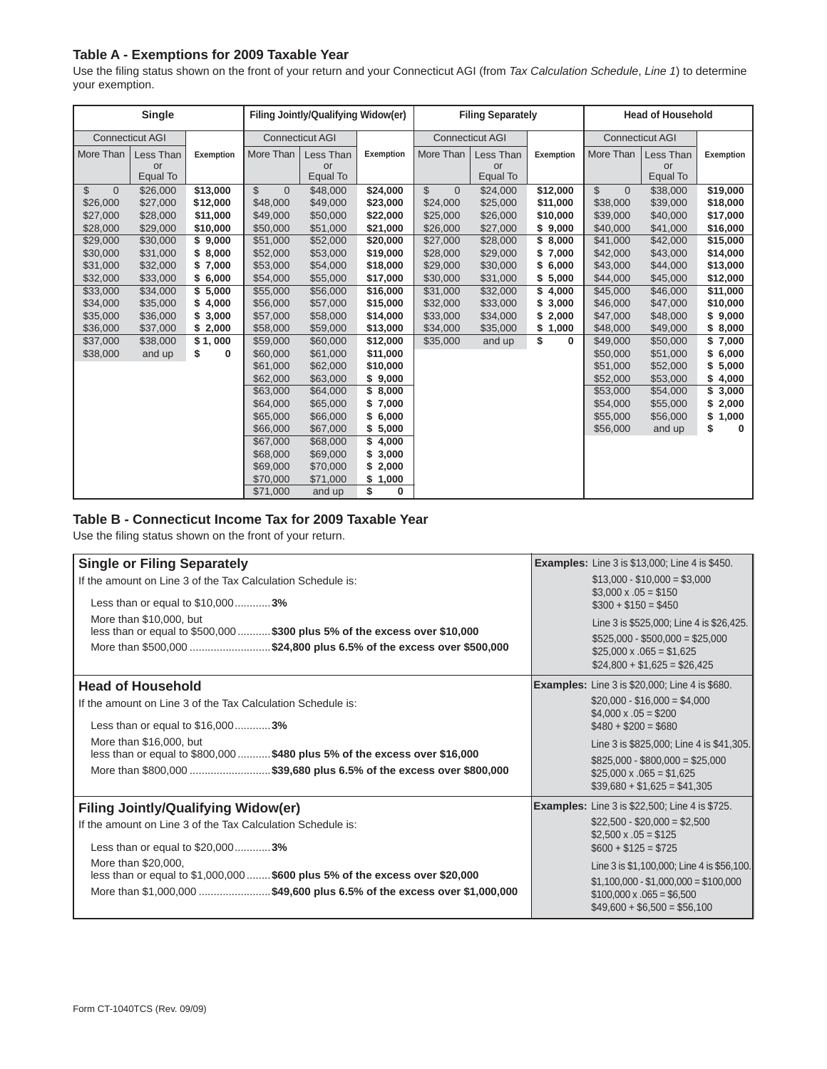### Table A - Exemptions for 2009 Taxable Year

Use the filing status shown on the front of your return and your Connecticut AGI (from *Tax Calculation Schedule*, *Line 1*) to determine your exemption.

| Single | | | Filing Jointly/Qualifying Widow(er) | | | Filing Separately | | | Head of Household | | |
|---|---|---|---|---|---|---|---|---|---|---|---|
| Connecticut AGI | | | Connecticut AGI | | | Connecticut AGI | | | Connecticut AGI | | |
| More Than | Less Than or Equal To | Exemption | More Than | Less Than or Equal To | Exemption | More Than | Less Than or Equal To | Exemption | More Than | Less Than or Equal To | Exemption |
| $ 0 | $26,000 | $13,000 | $ 0 | $48,000 | $24,000 | $ 0 | $24,000 | $12,000 | $ 0 | $38,000 | $19,000 |
| $26,000 | $27,000 | $12,000 | $48,000 | $49,000 | $23,000 | $24,000 | $25,000 | $11,000 | $38,000 | $39,000 | $18,000 |
| $27,000 | $28,000 | $11,000 | $49,000 | $50,000 | $22,000 | $25,000 | $26,000 | $10,000 | $39,000 | $40,000 | $17,000 |
| $28,000 | $29,000 | $10,000 | $50,000 | $51,000 | $21,000 | $26,000 | $27,000 | $ 9,000 | $40,000 | $41,000 | $16,000 |
| $29,000 | $30,000 | $ 9,000 | $51,000 | $52,000 | $20,000 | $27,000 | $28,000 | $ 8,000 | $41,000 | $42,000 | $15,000 |
| $30,000 | $31,000 | $ 8,000 | $52,000 | $53,000 | $19,000 | $28,000 | $29,000 | $ 7,000 | $42,000 | $43,000 | $14,000 |
| $31,000 | $32,000 | $ 7,000 | $53,000 | $54,000 | $18,000 | $29,000 | $30,000 | $ 6,000 | $43,000 | $44,000 | $13,000 |
| $32,000 | $33,000 | $ 6,000 | $54,000 | $55,000 | $17,000 | $30,000 | $31,000 | $ 5,000 | $44,000 | $45,000 | $12,000 |
| $33,000 | $34,000 | $ 5,000 | $55,000 | $56,000 | $16,000 | $31,000 | $32,000 | $ 4,000 | $45,000 | $46,000 | $11,000 |
| $34,000 | $35,000 | $ 4,000 | $56,000 | $57,000 | $15,000 | $32,000 | $33,000 | $ 3,000 | $46,000 | $47,000 | $10,000 |
| $35,000 | $36,000 | $ 3,000 | $57,000 | $58,000 | $14,000 | $33,000 | $34,000 | $ 2,000 | $47,000 | $48,000 | $ 9,000 |
| $36,000 | $37,000 | $ 2,000 | $58,000 | $59,000 | $13,000 | $34,000 | $35,000 | $ 1,000 | $48,000 | $49,000 | $ 8,000 |
| $37,000 | $38,000 | $ 1, 000 | $59,000 | $60,000 | $12,000 | $35,000 | and up | $ 0 | $49,000 | $50,000 | $ 7,000 |
| $38,000 | and up | $ 0 | $60,000 | $61,000 | $11,000 | | | | $50,000 | $51,000 | $ 6,000 |
| | | | $61,000 | $62,000 | $10,000 | | | | $51,000 | $52,000 | $ 5,000 |
| | | | $62,000 | $63,000 | $ 9,000 | | | | $52,000 | $53,000 | $ 4,000 |
| | | | $63,000 | $64,000 | $ 8,000 | | | | $53,000 | $54,000 | $ 3,000 |
| | | | $64,000 | $65,000 | $ 7,000 | | | | $54,000 | $55,000 | $ 2,000 |
| | | | $65,000 | $66,000 | $ 6,000 | | | | $55,000 | $56,000 | $ 1,000 |
| | | | $66,000 | $67,000 | $ 5,000 | | | | $56,000 | and up | $ 0 |
| | | | $67,000 | $68,000 | $ 4,000 | | | | | | |
| | | | $68,000 | $69,000 | $ 3,000 | | | | | | |
| | | | $69,000 | $70,000 | $ 2,000 | | | | | | |
| | | | $70,000 | $71,000 | $ 1,000 | | | | | | |
| | | | $71,000 | and up | $ 0 | | | | | | |

### Table B - Connecticut Income Tax for 2009 Taxable Year

Use the filing status shown on the front of your return.

| Tax Rates | Examples |
|---|---|
| **Single or Filing Separately**<br>If the amount on Line 3 of the Tax Calculation Schedule is:<br>Less than or equal to $10,000............**3%**<br>More than $10,000, but less than or equal to $500,000...........**$300 plus 5% of the excess over $10,000**<br>More than $500,000...........................**$24,800 plus 6.5% of the excess over $500,000** | **Examples:** Line 3 is $13,000; Line 4 is $450.<br>$13,000 - $10,000 = $3,000<br>$3,000 x .05 = $150<br>$300 + $150 = $450<br>Line 3 is $525,000; Line 4 is $26,425.<br>$525,000 - $500,000 = $25,000<br>$25,000 x .065 = $1,625<br>$24,800 + $1,625 = $26,425 |
| **Head of Household**<br>If the amount on Line 3 of the Tax Calculation Schedule is:<br>Less than or equal to $16,000............**3%**<br>More than $16,000, but less than or equal to $800,000...........**$480 plus 5% of the excess over $16,000**<br>More than $800,000...........................**$39,680 plus 6.5% of the excess over $800,000** | **Examples:** Line 3 is $20,000; Line 4 is $680.<br>$20,000 - $16,000 = $4,000<br>$4,000 x .05 = $200<br>$480 + $200 = $680<br>Line 3 is $825,000; Line 4 is $41,305.<br>$825,000 - $800,000 = $25,000<br>$25,000 x .065 = $1,625<br>$39,680 + $1,625 = $41,305 |
| **Filing Jointly/Qualifying Widow(er)**<br>If the amount on Line 3 of the Tax Calculation Schedule is:<br>Less than or equal to $20,000............**3%**<br>More than $20,000, less than or equal to $1,000,000........**$600 plus 5% of the excess over $20,000**<br>More than $1,000,000........................**$49,600 plus 6.5% of the excess over $1,000,000** | **Examples:** Line 3 is $22,500; Line 4 is $725.<br>$22,500 - $20,000 = $2,500<br>$2,500 x .05 = $125<br>$600 + $125 = $725<br>Line 3 is $1,100,000; Line 4 is $56,100.<br>$1,100,000 - $1,000,000 = $100,000<br>$100,000 x .065 = $6,500<br>$49,600 + $6,500 = $56,100 |

Form CT-1040TCS (Rev. 09/09)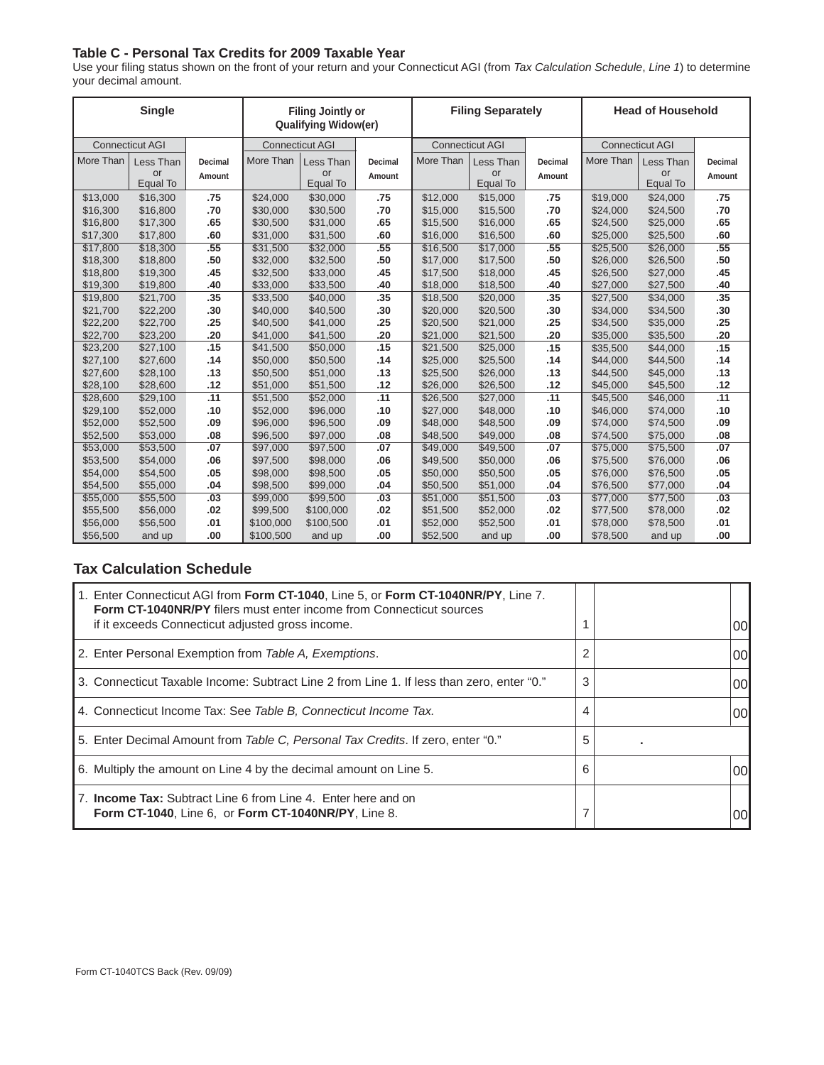## Table C - Personal Tax Credits for 2009 Taxable Year

Use your filing status shown on the front of your return and your Connecticut AGI (from *Tax Calculation Schedule*, *Line 1*) to determine your decimal amount.

| Single | | | Filing Jointly or Qualifying Widow(er) | | | Filing Separately | | | Head of Household | | |
|---|---|---|---|---|---|---|---|---|---|---|---|
| Connecticut AGI | | | Connecticut AGI | | | Connecticut AGI | | | Connecticut AGI | | |
| More Than | Less Than or Equal To | Decimal Amount | More Than | Less Than or Equal To | Decimal Amount | More Than | Less Than or Equal To | Decimal Amount | More Than | Less Than or Equal To | Decimal Amount |
| $13,000 | $16,300 | .75 | $24,000 | $30,000 | .75 | $12,000 | $15,000 | .75 | $19,000 | $24,000 | .75 |
| $16,300 | $16,800 | .70 | $30,000 | $30,500 | .70 | $15,000 | $15,500 | .70 | $24,000 | $24,500 | .70 |
| $16,800 | $17,300 | .65 | $30,500 | $31,000 | .65 | $15,500 | $16,000 | .65 | $24,500 | $25,000 | .65 |
| $17,300 | $17,800 | .60 | $31,000 | $31,500 | .60 | $16,000 | $16,500 | .60 | $25,000 | $25,500 | .60 |
| $17,800 | $18,300 | .55 | $31,500 | $32,000 | .55 | $16,500 | $17,000 | .55 | $25,500 | $26,000 | .55 |
| $18,300 | $18,800 | .50 | $32,000 | $32,500 | .50 | $17,000 | $17,500 | .50 | $26,000 | $26,500 | .50 |
| $18,800 | $19,300 | .45 | $32,500 | $33,000 | .45 | $17,500 | $18,000 | .45 | $26,500 | $27,000 | .45 |
| $19,300 | $19,800 | .40 | $33,000 | $33,500 | .40 | $18,000 | $18,500 | .40 | $27,000 | $27,500 | .40 |
| $19,800 | $21,700 | .35 | $33,500 | $40,000 | .35 | $18,500 | $20,000 | .35 | $27,500 | $34,000 | .35 |
| $21,700 | $22,200 | .30 | $40,000 | $40,500 | .30 | $20,000 | $20,500 | .30 | $34,000 | $34,500 | .30 |
| $22,200 | $22,700 | .25 | $40,500 | $41,000 | .25 | $20,500 | $21,000 | .25 | $34,500 | $35,000 | .25 |
| $22,700 | $23,200 | .20 | $41,000 | $41,500 | .20 | $21,000 | $21,500 | .20 | $35,000 | $35,500 | .20 |
| $23,200 | $27,100 | .15 | $41,500 | $50,000 | .15 | $21,500 | $25,000 | .15 | $35,500 | $44,000 | .15 |
| $27,100 | $27,600 | .14 | $50,000 | $50,500 | .14 | $25,000 | $25,500 | .14 | $44,000 | $44,500 | .14 |
| $27,600 | $28,100 | .13 | $50,500 | $51,000 | .13 | $25,500 | $26,000 | .13 | $44,500 | $45,000 | .13 |
| $28,100 | $28,600 | .12 | $51,000 | $51,500 | .12 | $26,000 | $26,500 | .12 | $45,000 | $45,500 | .12 |
| $28,600 | $29,100 | .11 | $51,500 | $52,000 | .11 | $26,500 | $27,000 | .11 | $45,500 | $46,000 | .11 |
| $29,100 | $52,000 | .10 | $52,000 | $96,000 | .10 | $27,000 | $48,000 | .10 | $46,000 | $74,000 | .10 |
| $52,000 | $52,500 | .09 | $96,000 | $96,500 | .09 | $48,000 | $48,500 | .09 | $74,000 | $74,500 | .09 |
| $52,500 | $53,000 | .08 | $96,500 | $97,000 | .08 | $48,500 | $49,000 | .08 | $74,500 | $75,000 | .08 |
| $53,000 | $53,500 | .07 | $97,000 | $97,500 | .07 | $49,000 | $49,500 | .07 | $75,000 | $75,500 | .07 |
| $53,500 | $54,000 | .06 | $97,500 | $98,000 | .06 | $49,500 | $50,000 | .06 | $75,500 | $76,000 | .06 |
| $54,000 | $54,500 | .05 | $98,000 | $98,500 | .05 | $50,000 | $50,500 | .05 | $76,000 | $76,500 | .05 |
| $54,500 | $55,000 | .04 | $98,500 | $99,000 | .04 | $50,500 | $51,000 | .04 | $76,500 | $77,000 | .04 |
| $55,000 | $55,500 | .03 | $99,000 | $99,500 | .03 | $51,000 | $51,500 | .03 | $77,000 | $77,500 | .03 |
| $55,500 | $56,000 | .02 | $99,500 | $100,000 | .02 | $51,500 | $52,000 | .02 | $77,500 | $78,000 | .02 |
| $56,000 | $56,500 | .01 | $100,000 | $100,500 | .01 | $52,000 | $52,500 | .01 | $78,000 | $78,500 | .01 |
| $56,500 | and up | .00 | $100,500 | and up | .00 | $52,500 | and up | .00 | $78,500 | and up | .00 |

## Tax Calculation Schedule

| | | |
|---|---|---|
| 1. Enter Connecticut AGI from **Form CT-1040**, Line 5, or **Form CT-1040NR/PY**, Line 7. **Form CT-1040NR/PY** filers must enter income from Connecticut sources if it exceeds Connecticut adjusted gross income. | 1 | 00 |
| 2. Enter Personal Exemption from *Table A, Exemptions*. | 2 | 00 |
| 3. Connecticut Taxable Income: Subtract Line 2 from Line 1. If less than zero, enter "0." | 3 | 00 |
| 4. Connecticut Income Tax: See *Table B, Connecticut Income Tax.* | 4 | 00 |
| 5. Enter Decimal Amount from *Table C, Personal Tax Credits*. If zero, enter "0." | 5 | . |
| 6. Multiply the amount on Line 4 by the decimal amount on Line 5. | 6 | 00 |
| 7. **Income Tax:** Subtract Line 6 from Line 4. Enter here and on **Form CT-1040**, Line 6, or **Form CT-1040NR/PY**, Line 8. | 7 | 00 |

Form CT-1040TCS Back (Rev. 09/09)